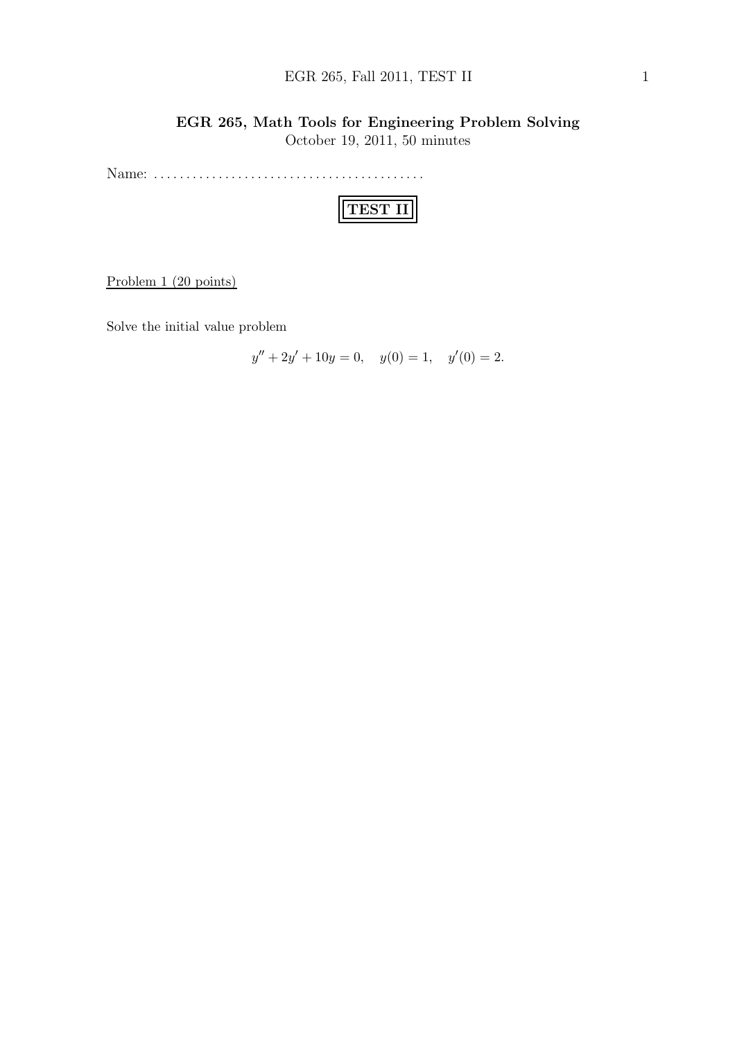# EGR 265, Math Tools for Engineering Problem Solving

October 19, 2011, 50 minutes

Name: ..........................................

## TEST II

Problem 1 (20 points)

Solve the initial value problem

$$y'' + 2y' + 10y = 0, \quad y(0) = 1, \quad y'(0) = 2.$$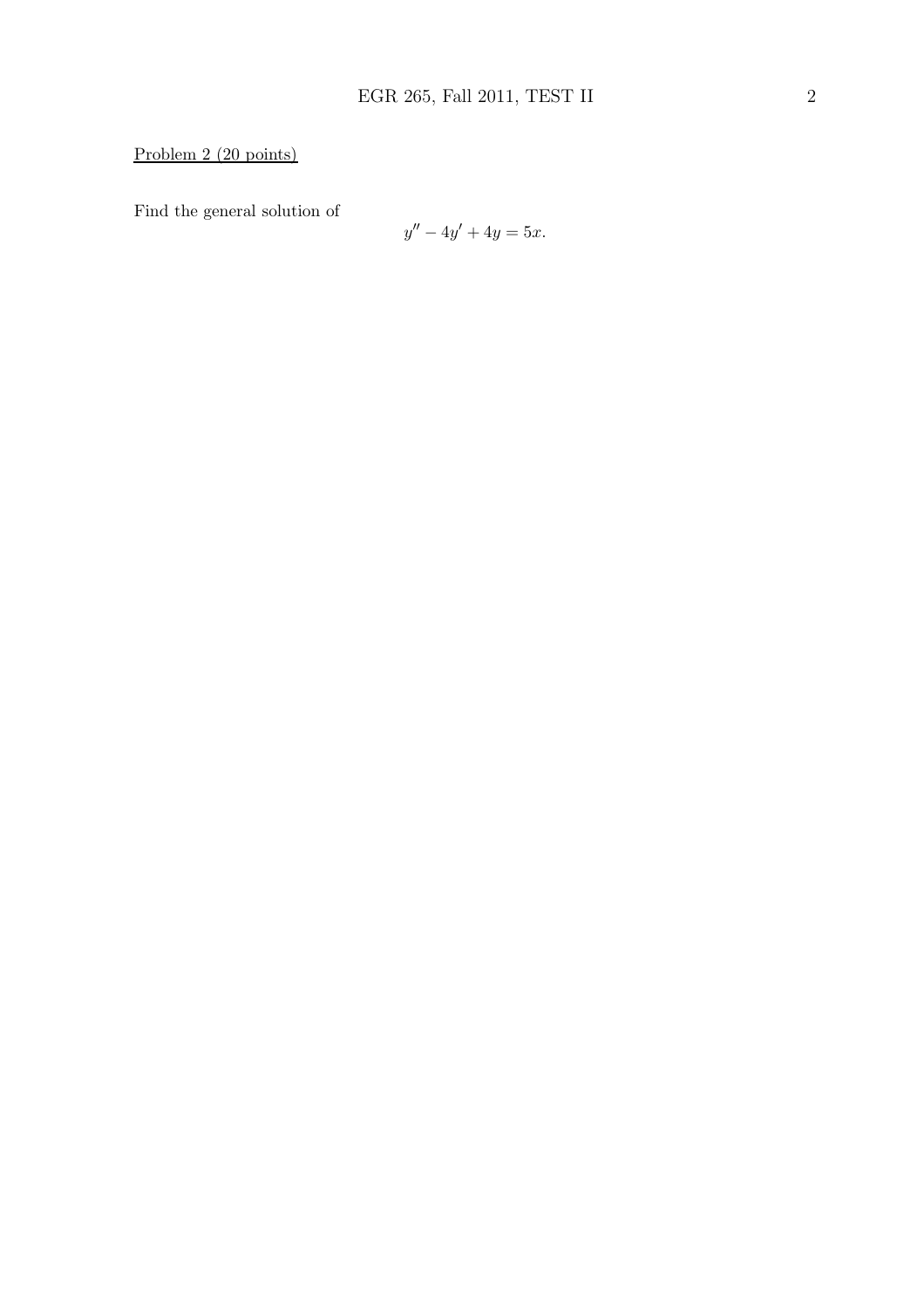Problem 2 (20 points)

Find the general solution of

$$y'' - 4y' + 4y = 5x.$$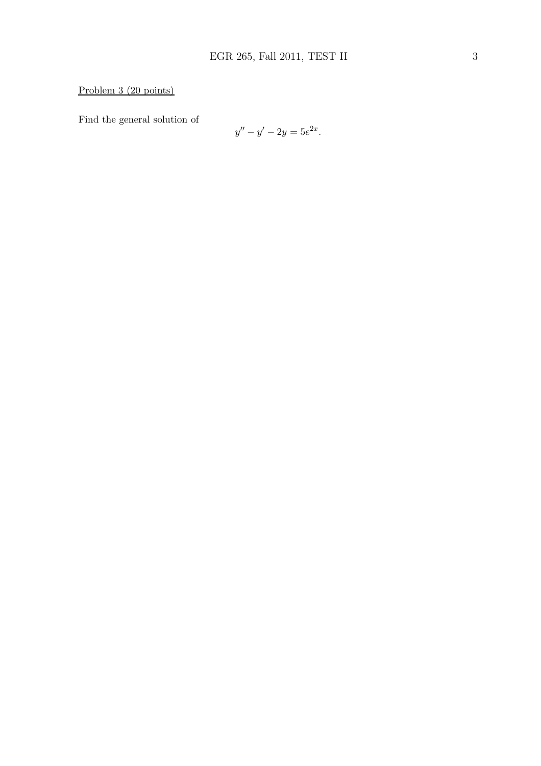Problem 3 (20 points)

Find the general solution of

$$y'' - y' - 2y = 5e^{2x}.$$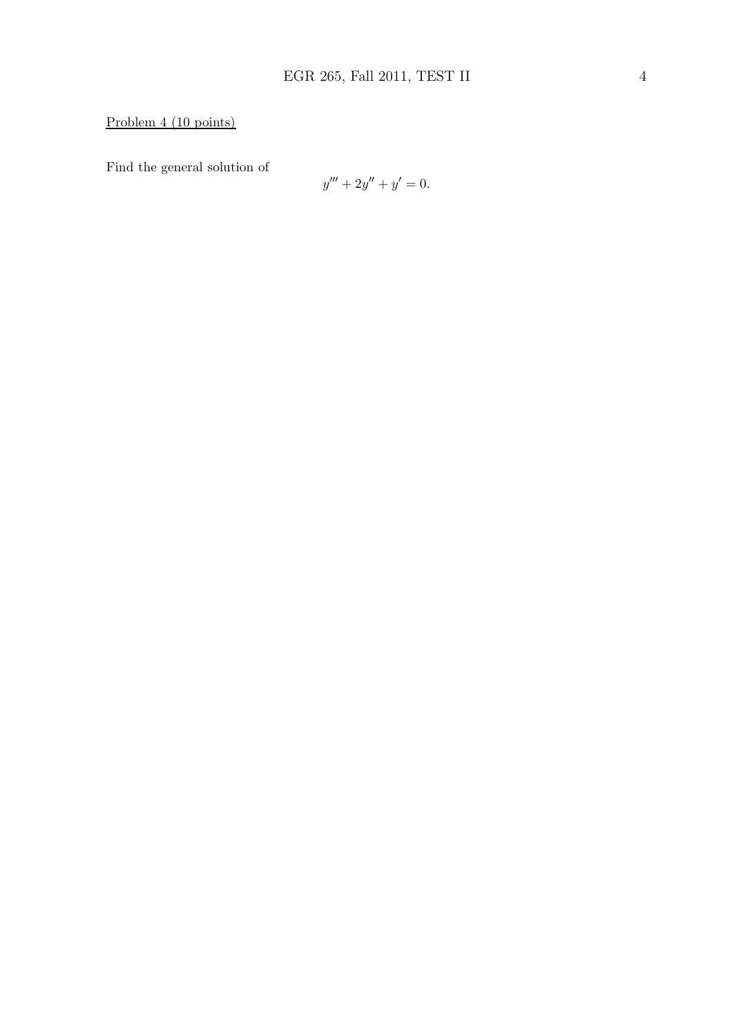Problem 4 (10 points)

Find the general solution of

$$y''' + 2y'' + y' = 0.$$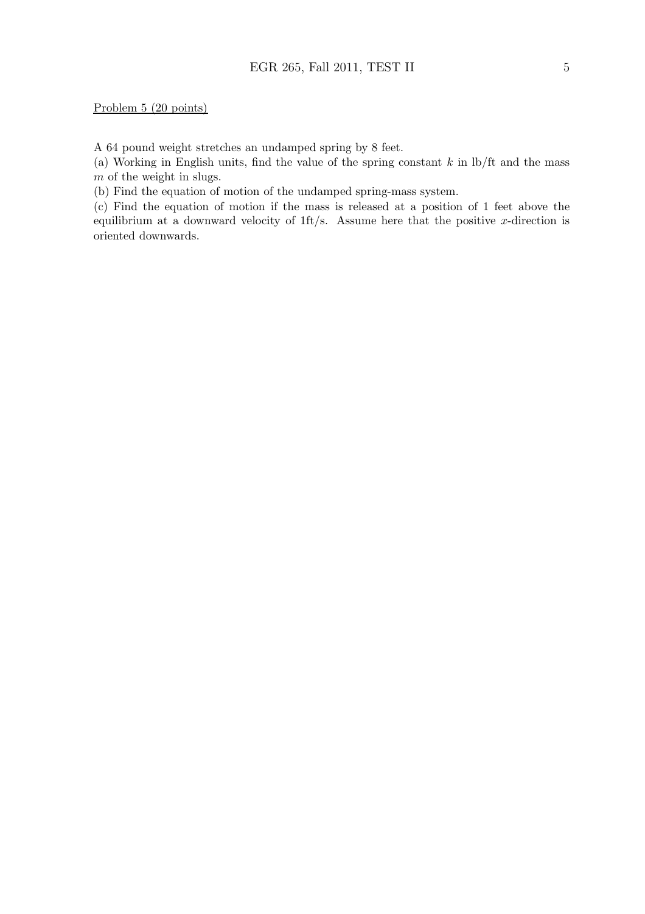Problem 5 (20 points)

A 64 pound weight stretches an undamped spring by 8 feet.

(a) Working in English units, find the value of the spring constant $k$ in lb/ft and the mass $m$ of the weight in slugs.

(b) Find the equation of motion of the undamped spring-mass system.

(c) Find the equation of motion if the mass is released at a position of 1 feet above the equilibrium at a downward velocity of 1ft/s. Assume here that the positive $x$-direction is oriented downwards.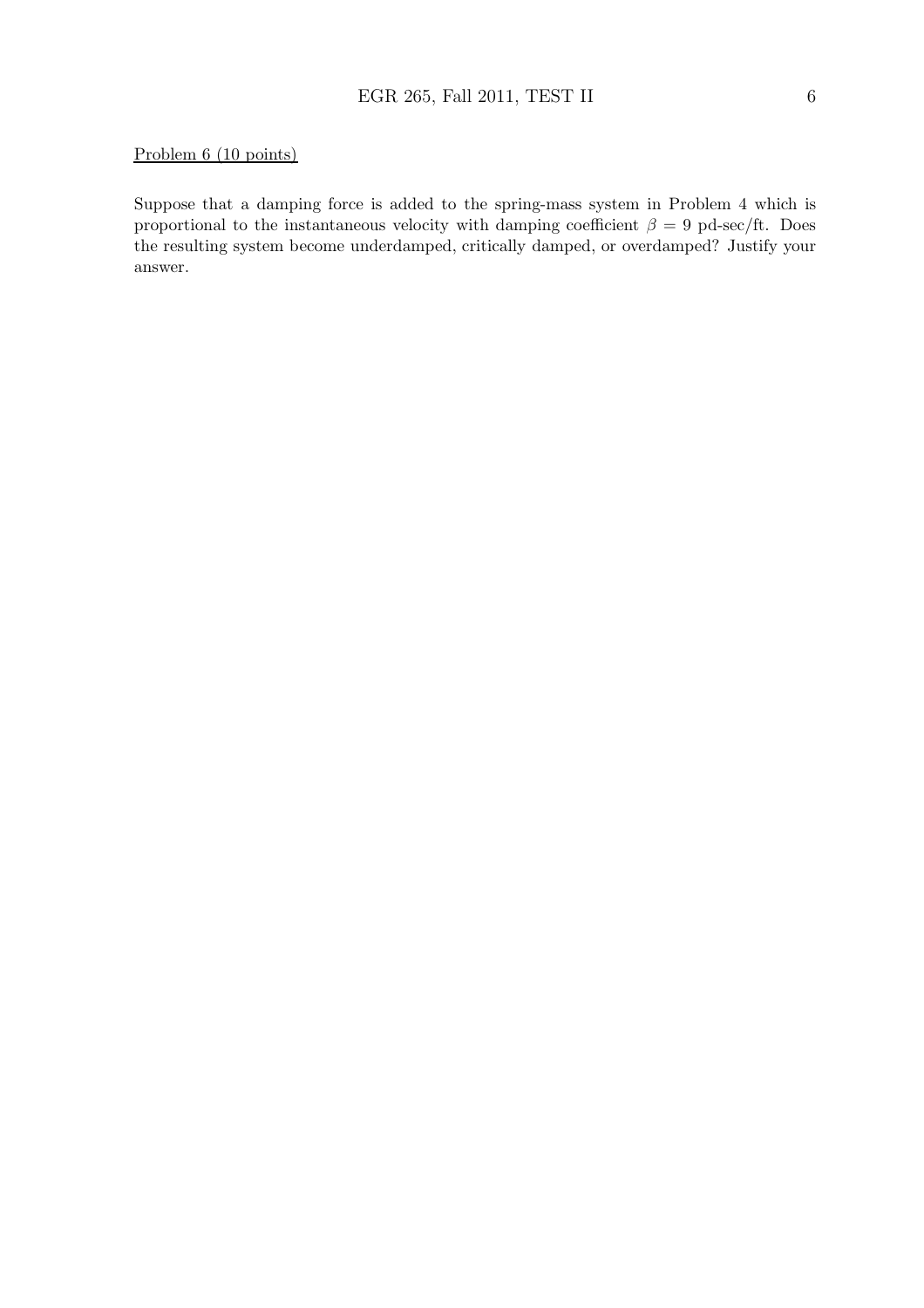Problem 6 (10 points)

Suppose that a damping force is added to the spring-mass system in Problem 4 which is proportional to the instantaneous velocity with damping coefficient $\beta = 9$ pd-sec/ft. Does the resulting system become underdamped, critically damped, or overdamped? Justify your answer.